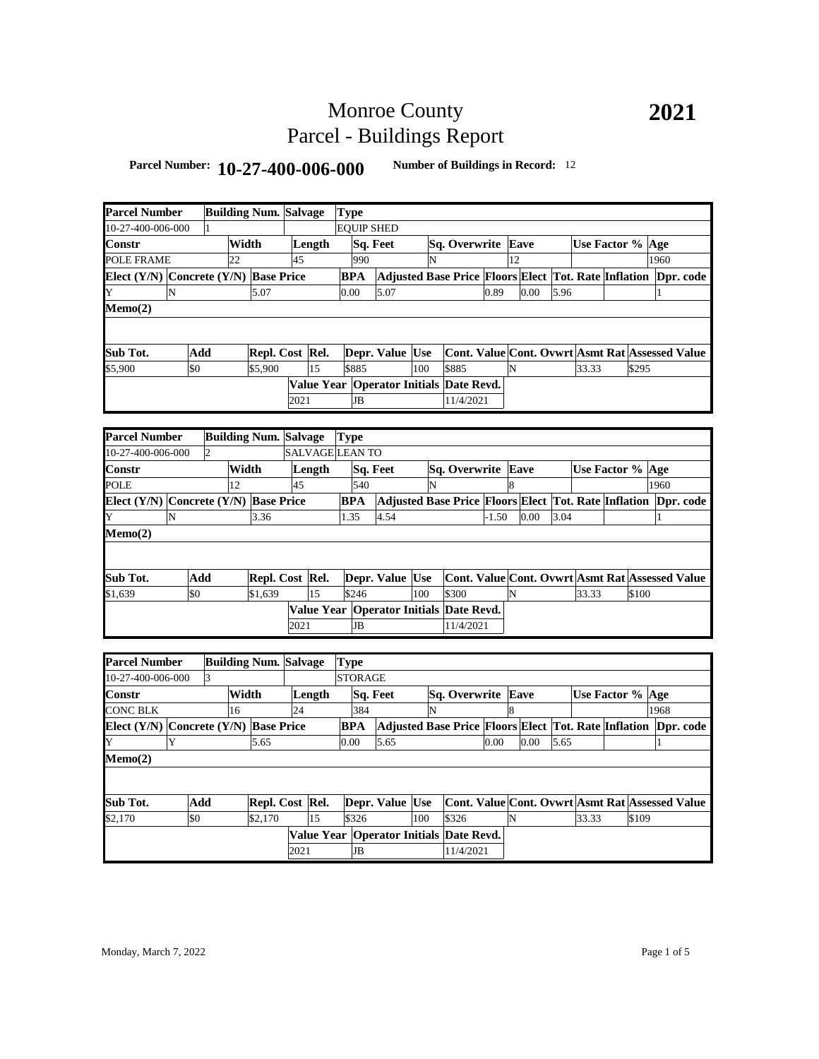# Monroe County
# Parcel - Buildings Report

**2021**

**Parcel Number:** **10-27-400-006-000** **Number of Buildings in Record:** 12

| Parcel Number | Building Num. | Salvage | Type | | | | | |
|---|---|---|---|---|---|---|---|---|
| 10-27-400-006-000 | 1 | | EQUIP SHED | | | | | |
| **Constr** | **Width** | **Length** | **Sq. Feet** | **Sq. Overwrite** | **Eave** | **Use Factor %** | **Age** | |
| POLE FRAME | 22 | 45 | 990 | N | 12 | | 1960 | |
| **Elect (Y/N)** | **Concrete (Y/N)** | **Base Price** | **BPA** | **Adjusted Base Price** | **Floors** | **Elect** | **Tot. Rate** | **Inflation** | **Dpr. code** |
| Y | N | 5.07 | 0.00 | 5.07 | 0.89 | 0.00 | 5.96 | | 1 |
| **Memo(2)** | | | | | | | | | |
| | | | | | | | | | |
| **Sub Tot.** | **Add** | **Repl. Cost** | **Rel.** | **Depr. Value** | **Use** | **Cont. Value** | **Cont. Ovwrt** | **Asmt Rat** | **Assessed Value** |
| $5,900 | $0 | $5,900 | 15 | $885 | 100 | $885 | N | 33.33 | $295 |
| | | **Value Year** | **Operator Initials** | **Date Revd.** | | | | | |
| | | 2021 | JB | 11/4/2021 | | | | | |

| Parcel Number | Building Num. | Salvage | Type | | | | | | |
|---|---|---|---|---|---|---|---|---|---|
| 10-27-400-006-000 | 2 | SALVAGE | LEAN TO | | | | | | |
| **Constr** | **Width** | **Length** | **Sq. Feet** | **Sq. Overwrite** | **Eave** | **Use Factor %** | **Age** | | |
| POLE | 12 | 45 | 540 | N | 8 | | 1960 | | |
| **Elect (Y/N)** | **Concrete (Y/N)** | **Base Price** | **BPA** | **Adjusted Base Price** | **Floors** | **Elect** | **Tot. Rate** | **Inflation** | **Dpr. code** |
| Y | N | 3.36 | 1.35 | 4.54 | -1.50 | 0.00 | 3.04 | | 1 |
| **Memo(2)** | | | | | | | | | |
| | | | | | | | | | |
| **Sub Tot.** | **Add** | **Repl. Cost** | **Rel.** | **Depr. Value** | **Use** | **Cont. Value** | **Cont. Ovwrt** | **Asmt Rat** | **Assessed Value** |
| $1,639 | $0 | $1,639 | 15 | $246 | 100 | $300 | N | 33.33 | $100 |
| | | **Value Year** | **Operator Initials** | **Date Revd.** | | | | | |
| | | 2021 | JB | 11/4/2021 | | | | | |

| Parcel Number | Building Num. | Salvage | Type | | | | | | |
|---|---|---|---|---|---|---|---|---|---|
| 10-27-400-006-000 | 3 | | STORAGE | | | | | | |
| **Constr** | **Width** | **Length** | **Sq. Feet** | **Sq. Overwrite** | **Eave** | **Use Factor %** | **Age** | | |
| CONC BLK | 16 | 24 | 384 | N | 8 | | 1968 | | |
| **Elect (Y/N)** | **Concrete (Y/N)** | **Base Price** | **BPA** | **Adjusted Base Price** | **Floors** | **Elect** | **Tot. Rate** | **Inflation** | **Dpr. code** |
| Y | Y | 5.65 | 0.00 | 5.65 | 0.00 | 0.00 | 5.65 | | 1 |
| **Memo(2)** | | | | | | | | | |
| | | | | | | | | | |
| **Sub Tot.** | **Add** | **Repl. Cost** | **Rel.** | **Depr. Value** | **Use** | **Cont. Value** | **Cont. Ovwrt** | **Asmt Rat** | **Assessed Value** |
| $2,170 | $0 | $2,170 | 15 | $326 | 100 | $326 | N | 33.33 | $109 |
| | | **Value Year** | **Operator Initials** | **Date Revd.** | | | | | |
| | | 2021 | JB | 11/4/2021 | | | | | |

Monday, March 7, 2022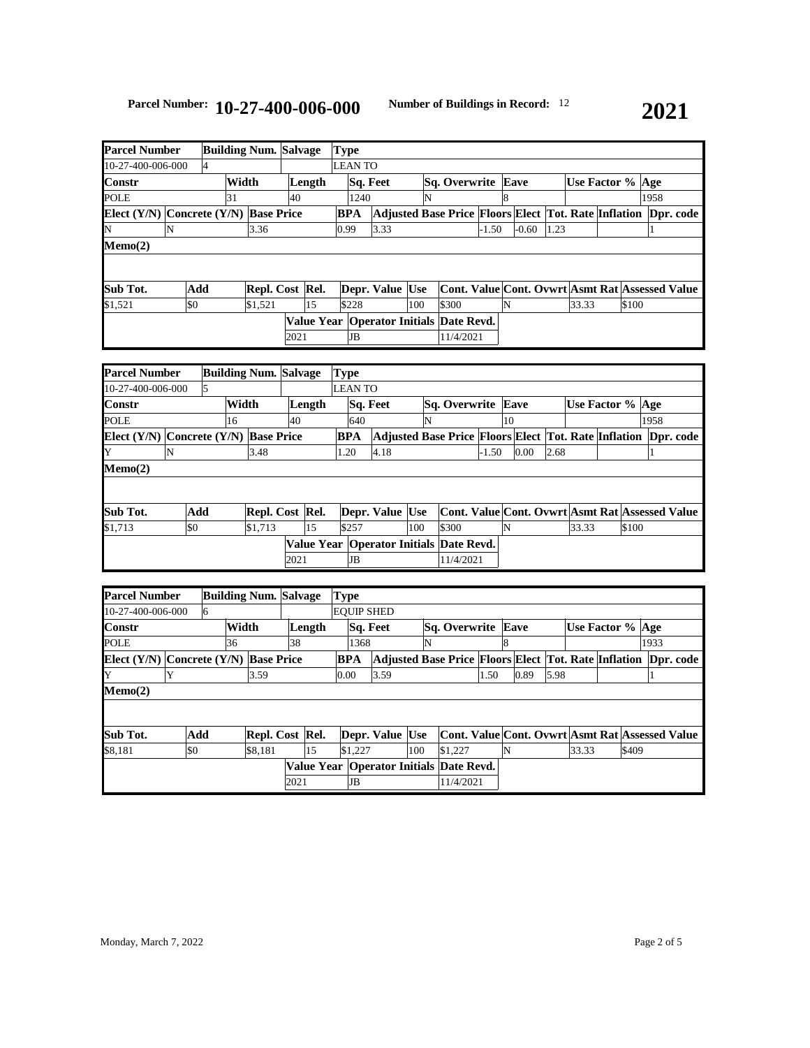**Parcel Number: 10-27-400-006-000** **Number of Buildings in Record:** 12 **2021**

| Parcel Number | Building Num. | Salvage | Type | | | | | | |
|---|---|---|---|---|---|---|---|---|---|
| 10-27-400-006-000 | 4 | | LEAN TO | | | | | | |
| **Constr** | **Width** | **Length** | **Sq. Feet** | **Sq. Overwrite** | **Eave** | **Use Factor %** | **Age** | | |
| POLE | 31 | 40 | 1240 | N | 8 | | 1958 | | |
| **Elect (Y/N)** | **Concrete (Y/N)** | **Base Price** | **BPA** | **Adjusted Base Price** | **Floors** | **Elect** | **Tot. Rate** | **Inflation** | **Dpr. code** |
| N | N | 3.36 | 0.99 | 3.33 | -1.50 | -0.60 | 1.23 | | 1 |
| **Memo(2)** | | | | | | | | | |
| **Sub Tot.** | **Add** | **Repl. Cost** | **Rel.** | **Depr. Value** | **Use** | **Cont. Value** | **Cont. Ovwrt** | **Asmt Rat** | **Assessed Value** |
| $1,521 | $0 | $1,521 | 15 | $228 | 100 | $300 | N | 33.33 | $100 |
| | | **Value Year** | **Operator Initials** | **Date Revd.** | | | | | |
| | | 2021 | JB | 11/4/2021 | | | | | |

| Parcel Number | Building Num. | Salvage | Type | | | | | | |
|---|---|---|---|---|---|---|---|---|---|
| 10-27-400-006-000 | 5 | | LEAN TO | | | | | | |
| **Constr** | **Width** | **Length** | **Sq. Feet** | **Sq. Overwrite** | **Eave** | **Use Factor %** | **Age** | | |
| POLE | 16 | 40 | 640 | N | 10 | | 1958 | | |
| **Elect (Y/N)** | **Concrete (Y/N)** | **Base Price** | **BPA** | **Adjusted Base Price** | **Floors** | **Elect** | **Tot. Rate** | **Inflation** | **Dpr. code** |
| Y | N | 3.48 | 1.20 | 4.18 | -1.50 | 0.00 | 2.68 | | 1 |
| **Memo(2)** | | | | | | | | | |
| **Sub Tot.** | **Add** | **Repl. Cost** | **Rel.** | **Depr. Value** | **Use** | **Cont. Value** | **Cont. Ovwrt** | **Asmt Rat** | **Assessed Value** |
| $1,713 | $0 | $1,713 | 15 | $257 | 100 | $300 | N | 33.33 | $100 |
| | | **Value Year** | **Operator Initials** | **Date Revd.** | | | | | |
| | | 2021 | JB | 11/4/2021 | | | | | |

| Parcel Number | Building Num. | Salvage | Type | | | | | | |
|---|---|---|---|---|---|---|---|---|---|
| 10-27-400-006-000 | 6 | | EQUIP SHED | | | | | | |
| **Constr** | **Width** | **Length** | **Sq. Feet** | **Sq. Overwrite** | **Eave** | **Use Factor %** | **Age** | | |
| POLE | 36 | 38 | 1368 | N | 8 | | 1933 | | |
| **Elect (Y/N)** | **Concrete (Y/N)** | **Base Price** | **BPA** | **Adjusted Base Price** | **Floors** | **Elect** | **Tot. Rate** | **Inflation** | **Dpr. code** |
| Y | Y | 3.59 | 0.00 | 3.59 | 1.50 | 0.89 | 5.98 | | 1 |
| **Memo(2)** | | | | | | | | | |
| **Sub Tot.** | **Add** | **Repl. Cost** | **Rel.** | **Depr. Value** | **Use** | **Cont. Value** | **Cont. Ovwrt** | **Asmt Rat** | **Assessed Value** |
| $8,181 | $0 | $8,181 | 15 | $1,227 | 100 | $1,227 | N | 33.33 | $409 |
| | | **Value Year** | **Operator Initials** | **Date Revd.** | | | | | |
| | | 2021 | JB | 11/4/2021 | | | | | |

Monday, March 7, 2022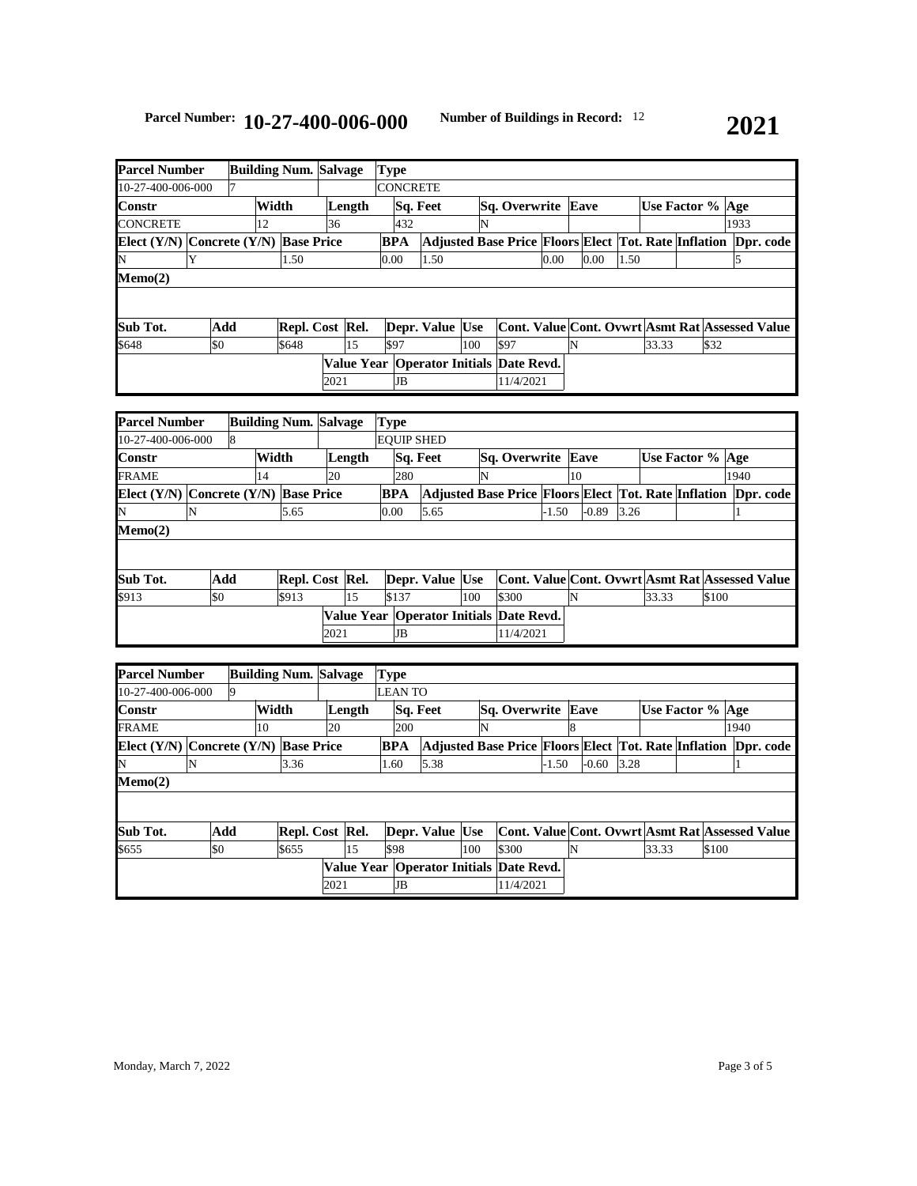**Parcel Number: 10-27-400-006-000** **Number of Buildings in Record:** 12 **2021**

| Parcel Number | Building Num. | Salvage | Type | | | | |
|---|---|---|---|---|---|---|---|
| 10-27-400-006-000 | 7 | | CONCRETE | | | | |

| Constr | Width | Length | Sq. Feet | Sq. Overwrite | Eave | Use Factor % | Age |
|---|---|---|---|---|---|---|---|
| CONCRETE | 12 | 36 | 432 | N | | | 1933 |

| Elect (Y/N) | Concrete (Y/N) | Base Price | BPA | Adjusted Base Price | Floors | Elect | Tot. Rate | Inflation | Dpr. code |
|---|---|---|---|---|---|---|---|---|---|
| N | Y | 1.50 | 0.00 | 1.50 | 0.00 | 0.00 | 1.50 | | 5 |

**Memo(2)**

| Sub Tot. | Add | Repl. Cost | Rel. | Depr. Value | Use | Cont. Value | Cont. Ovwrt | Asmt Rat | Assessed Value |
|---|---|---|---|---|---|---|---|---|---|
| $648 | $0 | $648 | 15 | $97 | 100 | $97 | N | 33.33 | $32 |

| Value Year | Operator Initials | Date Revd. |
|---|---|---|
| 2021 | JB | 11/4/2021 |

| Parcel Number | Building Num. | Salvage | Type | | | | |
|---|---|---|---|---|---|---|---|
| 10-27-400-006-000 | 8 | | EQUIP SHED | | | | |

| Constr | Width | Length | Sq. Feet | Sq. Overwrite | Eave | Use Factor % | Age |
|---|---|---|---|---|---|---|---|
| FRAME | 14 | 20 | 280 | N | 10 | | 1940 |

| Elect (Y/N) | Concrete (Y/N) | Base Price | BPA | Adjusted Base Price | Floors | Elect | Tot. Rate | Inflation | Dpr. code |
|---|---|---|---|---|---|---|---|---|---|
| N | N | 5.65 | 0.00 | 5.65 | -1.50 | -0.89 | 3.26 | | 1 |

**Memo(2)**

| Sub Tot. | Add | Repl. Cost | Rel. | Depr. Value | Use | Cont. Value | Cont. Ovwrt | Asmt Rat | Assessed Value |
|---|---|---|---|---|---|---|---|---|---|
| $913 | $0 | $913 | 15 | $137 | 100 | $300 | N | 33.33 | $100 |

| Value Year | Operator Initials | Date Revd. |
|---|---|---|
| 2021 | JB | 11/4/2021 |

| Parcel Number | Building Num. | Salvage | Type | | | | |
|---|---|---|---|---|---|---|---|
| 10-27-400-006-000 | 9 | | LEAN TO | | | | |

| Constr | Width | Length | Sq. Feet | Sq. Overwrite | Eave | Use Factor % | Age |
|---|---|---|---|---|---|---|---|
| FRAME | 10 | 20 | 200 | N | 8 | | 1940 |

| Elect (Y/N) | Concrete (Y/N) | Base Price | BPA | Adjusted Base Price | Floors | Elect | Tot. Rate | Inflation | Dpr. code |
|---|---|---|---|---|---|---|---|---|---|
| N | N | 3.36 | 1.60 | 5.38 | -1.50 | -0.60 | 3.28 | | 1 |

**Memo(2)**

| Sub Tot. | Add | Repl. Cost | Rel. | Depr. Value | Use | Cont. Value | Cont. Ovwrt | Asmt Rat | Assessed Value |
|---|---|---|---|---|---|---|---|---|---|
| $655 | $0 | $655 | 15 | $98 | 100 | $300 | N | 33.33 | $100 |

| Value Year | Operator Initials | Date Revd. |
|---|---|---|
| 2021 | JB | 11/4/2021 |

Monday, March 7, 2022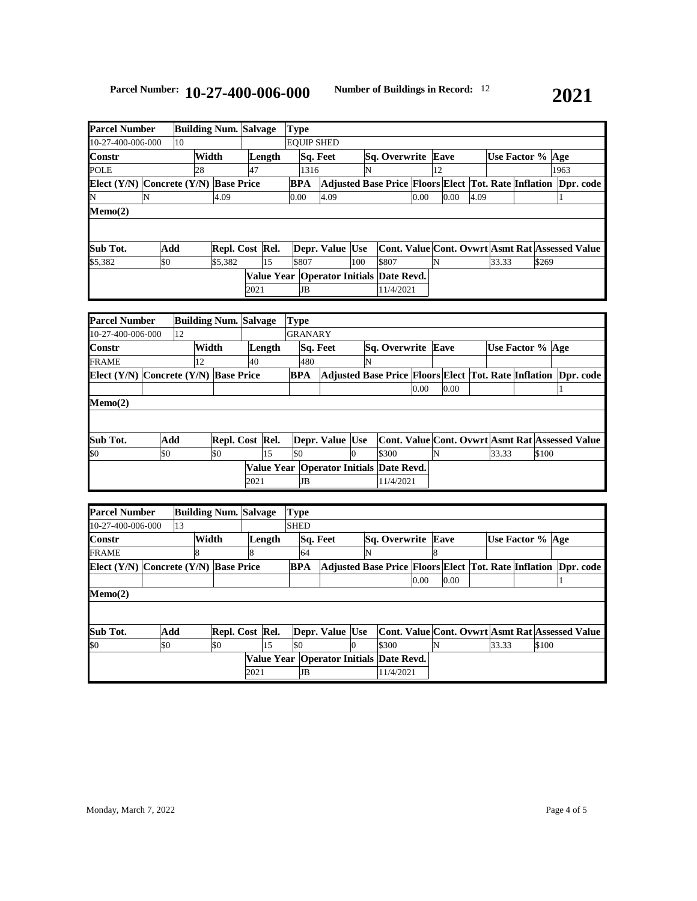**Parcel Number: 10-27-400-006-000** **Number of Buildings in Record:** 12 **2021**

| Parcel Number | Building Num. | Salvage | Type | | | | | |
|---|---|---|---|---|---|---|---|---|
| 10-27-400-006-000 | 10 | | EQUIP SHED | | | | | |
| **Constr** | **Width** | **Length** | **Sq. Feet** | **Sq. Overwrite** | **Eave** | **Use Factor %** | **Age** | |
| POLE | 28 | 47 | 1316 | N | 12 | | 1963 | |
| **Elect (Y/N)** | **Concrete (Y/N)** | **Base Price** | **BPA** | **Adjusted Base Price** | **Floors** | **Elect** | **Tot. Rate** | **Inflation** | **Dpr. code** |
| N | N | 4.09 | 0.00 | 4.09 | 0.00 | 0.00 | 4.09 | | 1 |
| **Memo(2)** | | | | | | | | |
| **Sub Tot.** | **Add** | **Repl. Cost** | **Rel.** | **Depr. Value** | **Use** | **Cont. Value** | **Cont. Ovwrt** | **Asmt Rat** | **Assessed Value** |
| $5,382 | $0 | $5,382 | 15 | $807 | 100 | $807 | N | 33.33 | $269 |
| | | **Value Year** | **Operator Initials** | **Date Revd.** | | | | |
| | | 2021 | JB | 11/4/2021 | | | | |

| Parcel Number | Building Num. | Salvage | Type | | | | | |
|---|---|---|---|---|---|---|---|---|
| 10-27-400-006-000 | 12 | | GRANARY | | | | | |
| **Constr** | **Width** | **Length** | **Sq. Feet** | **Sq. Overwrite** | **Eave** | **Use Factor %** | **Age** | |
| FRAME | 12 | 40 | 480 | N | | | | |
| **Elect (Y/N)** | **Concrete (Y/N)** | **Base Price** | **BPA** | **Adjusted Base Price** | **Floors** | **Elect** | **Tot. Rate** | **Inflation** | **Dpr. code** |
| | | | | | 0.00 | 0.00 | | | 1 |
| **Memo(2)** | | | | | | | | |
| **Sub Tot.** | **Add** | **Repl. Cost** | **Rel.** | **Depr. Value** | **Use** | **Cont. Value** | **Cont. Ovwrt** | **Asmt Rat** | **Assessed Value** |
| $0 | $0 | $0 | 15 | $0 | 0 | $300 | N | 33.33 | $100 |
| | | **Value Year** | **Operator Initials** | **Date Revd.** | | | | |
| | | 2021 | JB | 11/4/2021 | | | | |

| Parcel Number | Building Num. | Salvage | Type | | | | | |
|---|---|---|---|---|---|---|---|---|
| 10-27-400-006-000 | 13 | | SHED | | | | | |
| **Constr** | **Width** | **Length** | **Sq. Feet** | **Sq. Overwrite** | **Eave** | **Use Factor %** | **Age** | |
| FRAME | 8 | 8 | 64 | N | 8 | | | |
| **Elect (Y/N)** | **Concrete (Y/N)** | **Base Price** | **BPA** | **Adjusted Base Price** | **Floors** | **Elect** | **Tot. Rate** | **Inflation** | **Dpr. code** |
| | | | | | 0.00 | 0.00 | | | 1 |
| **Memo(2)** | | | | | | | | |
| **Sub Tot.** | **Add** | **Repl. Cost** | **Rel.** | **Depr. Value** | **Use** | **Cont. Value** | **Cont. Ovwrt** | **Asmt Rat** | **Assessed Value** |
| $0 | $0 | $0 | 15 | $0 | 0 | $300 | N | 33.33 | $100 |
| | | **Value Year** | **Operator Initials** | **Date Revd.** | | | | |
| | | 2021 | JB | 11/4/2021 | | | | |

Monday, March 7, 2022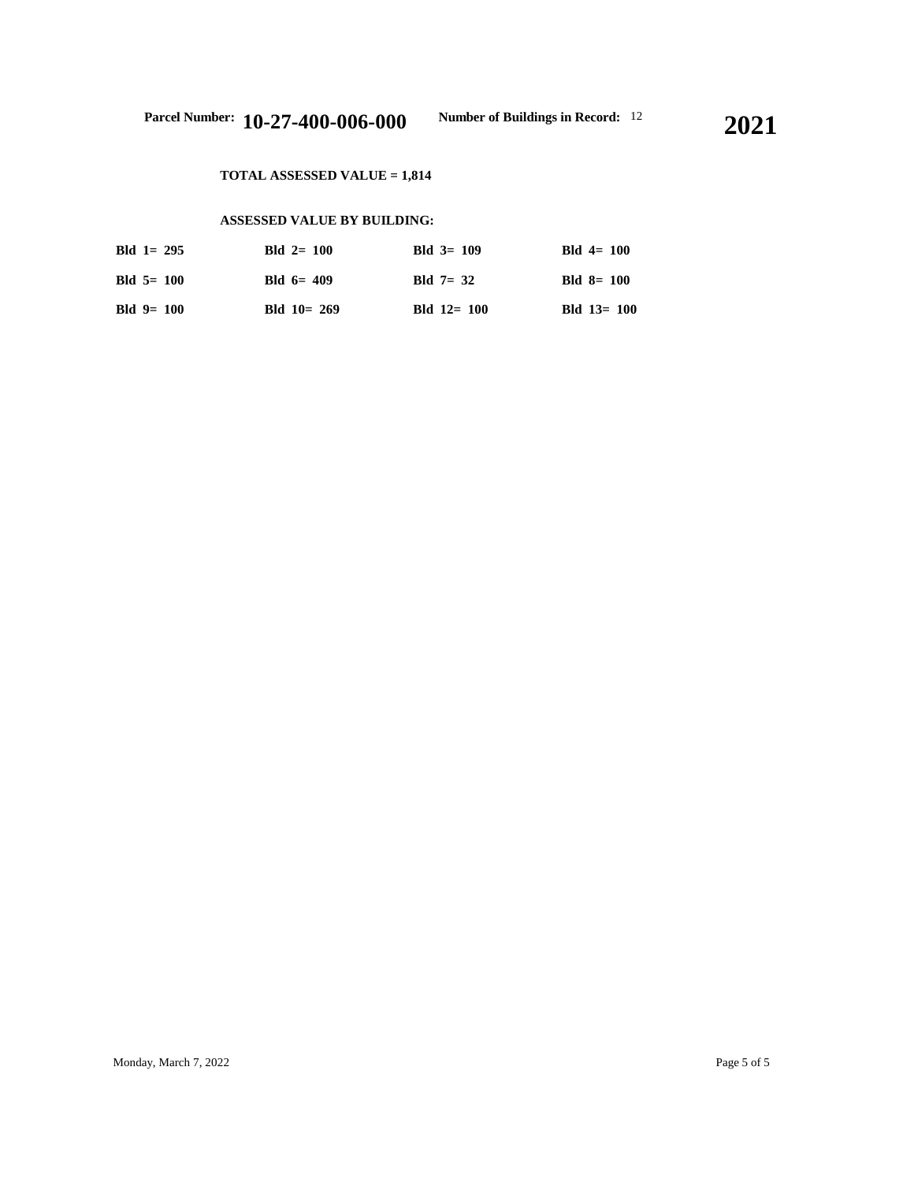**Parcel Number: 10-27-400-006-000** **Number of Buildings in Record:** 12 **2021**

**TOTAL ASSESSED VALUE = 1,814**

**ASSESSED VALUE BY BUILDING:**

| | | | |
|---|---|---|---|
| **Bld 1= 295** | **Bld 2= 100** | **Bld 3= 109** | **Bld 4= 100** |
| **Bld 5= 100** | **Bld 6= 409** | **Bld 7= 32** | **Bld 8= 100** |
| **Bld 9= 100** | **Bld 10= 269** | **Bld 12= 100** | **Bld 13= 100** |

Monday, March 7, 2022